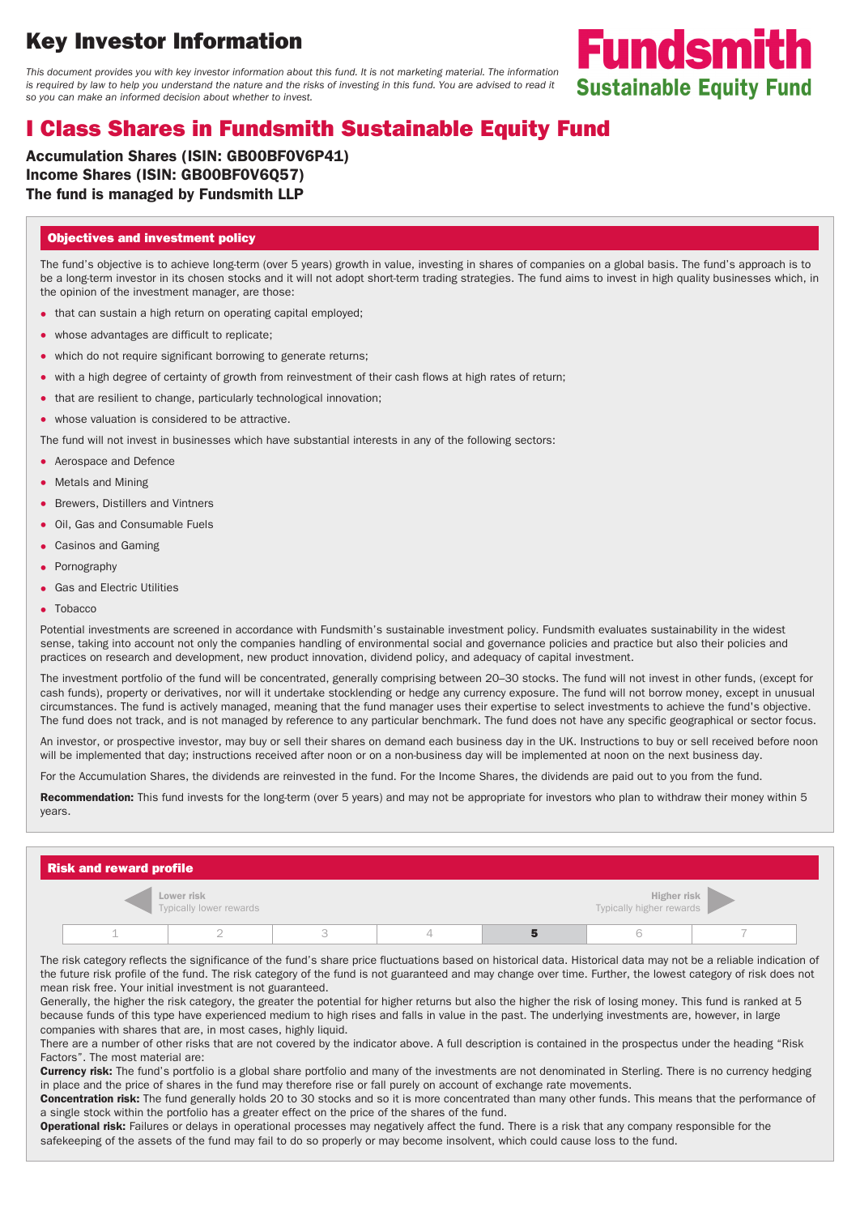# Key Investor Information

*This document provides you with key investor information about this fund. It is not marketing material. The information is required by law to help you understand the nature and the risks of investing in this fund. You are advised to read it so you can make an informed decision about whether to invest.*

**Fundsmith**
**Sustainable Equity Fund**

## I Class Shares in Fundsmith Sustainable Equity Fund

**Accumulation Shares (ISIN: GB00BF0V6P41)**
**Income Shares (ISIN: GB00BF0V6Q57)**
**The fund is managed by Fundsmith LLP**

### Objectives and investment policy

The fund's objective is to achieve long-term (over 5 years) growth in value, investing in shares of companies on a global basis. The fund's approach is to be a long-term investor in its chosen stocks and it will not adopt short-term trading strategies. The fund aims to invest in high quality businesses which, in the opinion of the investment manager, are those:

- that can sustain a high return on operating capital employed;
- whose advantages are difficult to replicate;
- which do not require significant borrowing to generate returns;
- with a high degree of certainty of growth from reinvestment of their cash flows at high rates of return;
- that are resilient to change, particularly technological innovation;
- whose valuation is considered to be attractive.

The fund will not invest in businesses which have substantial interests in any of the following sectors:

- Aerospace and Defence
- Metals and Mining
- Brewers, Distillers and Vintners
- Oil, Gas and Consumable Fuels
- Casinos and Gaming
- Pornography
- Gas and Electric Utilities
- Tobacco

Potential investments are screened in accordance with Fundsmith's sustainable investment policy. Fundsmith evaluates sustainability in the widest sense, taking into account not only the companies handling of environmental social and governance policies and practice but also their policies and practices on research and development, new product innovation, dividend policy, and adequacy of capital investment.

The investment portfolio of the fund will be concentrated, generally comprising between 20–30 stocks. The fund will not invest in other funds, (except for cash funds), property or derivatives, nor will it undertake stocklending or hedge any currency exposure. The fund will not borrow money, except in unusual circumstances. The fund is actively managed, meaning that the fund manager uses their expertise to select investments to achieve the fund's objective. The fund does not track, and is not managed by reference to any particular benchmark. The fund does not have any specific geographical or sector focus.

An investor, or prospective investor, may buy or sell their shares on demand each business day in the UK. Instructions to buy or sell received before noon will be implemented that day; instructions received after noon or on a non-business day will be implemented at noon on the next business day.

For the Accumulation Shares, the dividends are reinvested in the fund. For the Income Shares, the dividends are paid out to you from the fund.

**Recommendation:** This fund invests for the long-term (over 5 years) and may not be appropriate for investors who plan to withdraw their money within 5 years.

### Risk and reward profile

Lower risk — Typically lower rewards | Higher risk — Typically higher rewards

| 1 | 2 | 3 | 4 | **5** | 6 | 7 |
|---|---|---|---|---|---|---|

The risk category reflects the significance of the fund's share price fluctuations based on historical data. Historical data may not be a reliable indication of the future risk profile of the fund. The risk category of the fund is not guaranteed and may change over time. Further, the lowest category of risk does not mean risk free. Your initial investment is not guaranteed.

Generally, the higher the risk category, the greater the potential for higher returns but also the higher the risk of losing money. This fund is ranked at 5 because funds of this type have experienced medium to high rises and falls in value in the past. The underlying investments are, however, in large companies with shares that are, in most cases, highly liquid.

There are a number of other risks that are not covered by the indicator above. A full description is contained in the prospectus under the heading "Risk Factors". The most material are:

**Currency risk:** The fund's portfolio is a global share portfolio and many of the investments are not denominated in Sterling. There is no currency hedging in place and the price of shares in the fund may therefore rise or fall purely on account of exchange rate movements.

**Concentration risk:** The fund generally holds 20 to 30 stocks and so it is more concentrated than many other funds. This means that the performance of a single stock within the portfolio has a greater effect on the price of the shares of the fund.

**Operational risk:** Failures or delays in operational processes may negatively affect the fund. There is a risk that any company responsible for the safekeeping of the assets of the fund may fail to do so properly or may become insolvent, which could cause loss to the fund.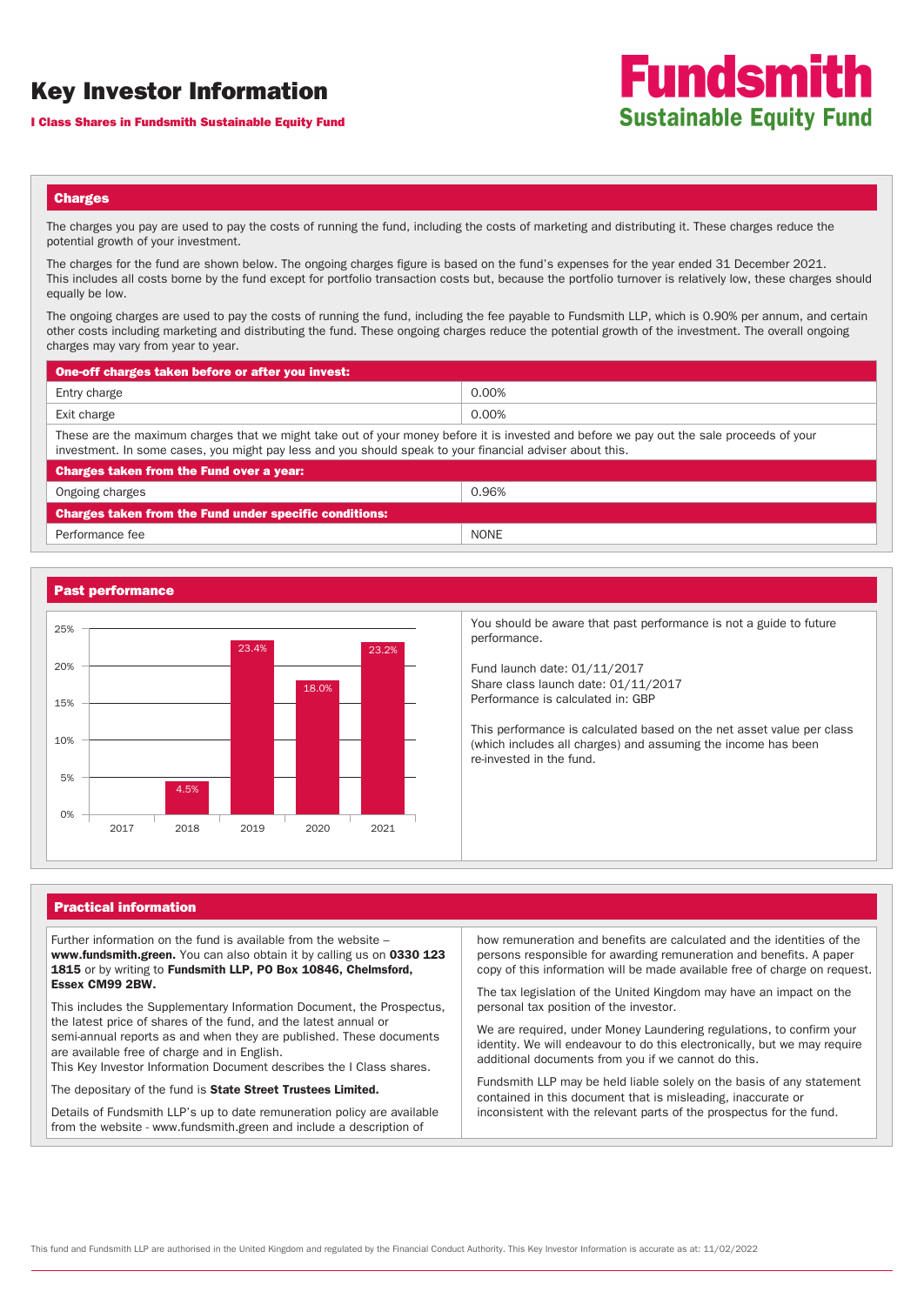# Key Investor Information

**I Class Shares in Fundsmith Sustainable Equity Fund**

**Fundsmith**
**Sustainable Equity Fund**

## Charges

The charges you pay are used to pay the costs of running the fund, including the costs of marketing and distributing it. These charges reduce the potential growth of your investment.

The charges for the fund are shown below. The ongoing charges figure is based on the fund's expenses for the year ended 31 December 2021. This includes all costs borne by the fund except for portfolio transaction costs but, because the portfolio turnover is relatively low, these charges should equally be low.

The ongoing charges are used to pay the costs of running the fund, including the fee payable to Fundsmith LLP, which is 0.90% per annum, and certain other costs including marketing and distributing the fund. These ongoing charges reduce the potential growth of the investment. The overall ongoing charges may vary from year to year.

| | |
|---|---|
| **One-off charges taken before or after you invest:** | |
| Entry charge | 0.00% |
| Exit charge | 0.00% |
| These are the maximum charges that we might take out of your money before it is invested and before we pay out the sale proceeds of your investment. In some cases, you might pay less and you should speak to your financial adviser about this. | |
| **Charges taken from the Fund over a year:** | |
| Ongoing charges | 0.96% |
| **Charges taken from the Fund under specific conditions:** | |
| Performance fee | NONE |

## Past performance

25%
20%
15%
10%
5%
0%

2017 2018 2019 2020 2021

4.5% 23.4% 18.0% 23.2%

You should be aware that past performance is not a guide to future performance.

Fund launch date: 01/11/2017
Share class launch date: 01/11/2017
Performance is calculated in: GBP

This performance is calculated based on the net asset value per class (which includes all charges) and assuming the income has been re-invested in the fund.

## Practical information

Further information on the fund is available from the website – **www.fundsmith.green.** You can also obtain it by calling us on **0330 123 1815** or by writing to **Fundsmith LLP, PO Box 10846, Chelmsford, Essex CM99 2BW.**

This includes the Supplementary Information Document, the Prospectus, the latest price of shares of the fund, and the latest annual or semi-annual reports as and when they are published. These documents are available free of charge and in English.
This Key Investor Information Document describes the I Class shares.

The depositary of the fund is **State Street Trustees Limited.**

Details of Fundsmith LLP's up to date remuneration policy are available from the website - www.fundsmith.green and include a description of how remuneration and benefits are calculated and the identities of the persons responsible for awarding remuneration and benefits. A paper copy of this information will be made available free of charge on request.

The tax legislation of the United Kingdom may have an impact on the personal tax position of the investor.

We are required, under Money Laundering regulations, to confirm your identity. We will endeavour to do this electronically, but we may require additional documents from you if we cannot do this.

Fundsmith LLP may be held liable solely on the basis of any statement contained in this document that is misleading, inaccurate or inconsistent with the relevant parts of the prospectus for the fund.

This fund and Fundsmith LLP are authorised in the United Kingdom and regulated by the Financial Conduct Authority. This Key Investor Information is accurate as at: 11/02/2022